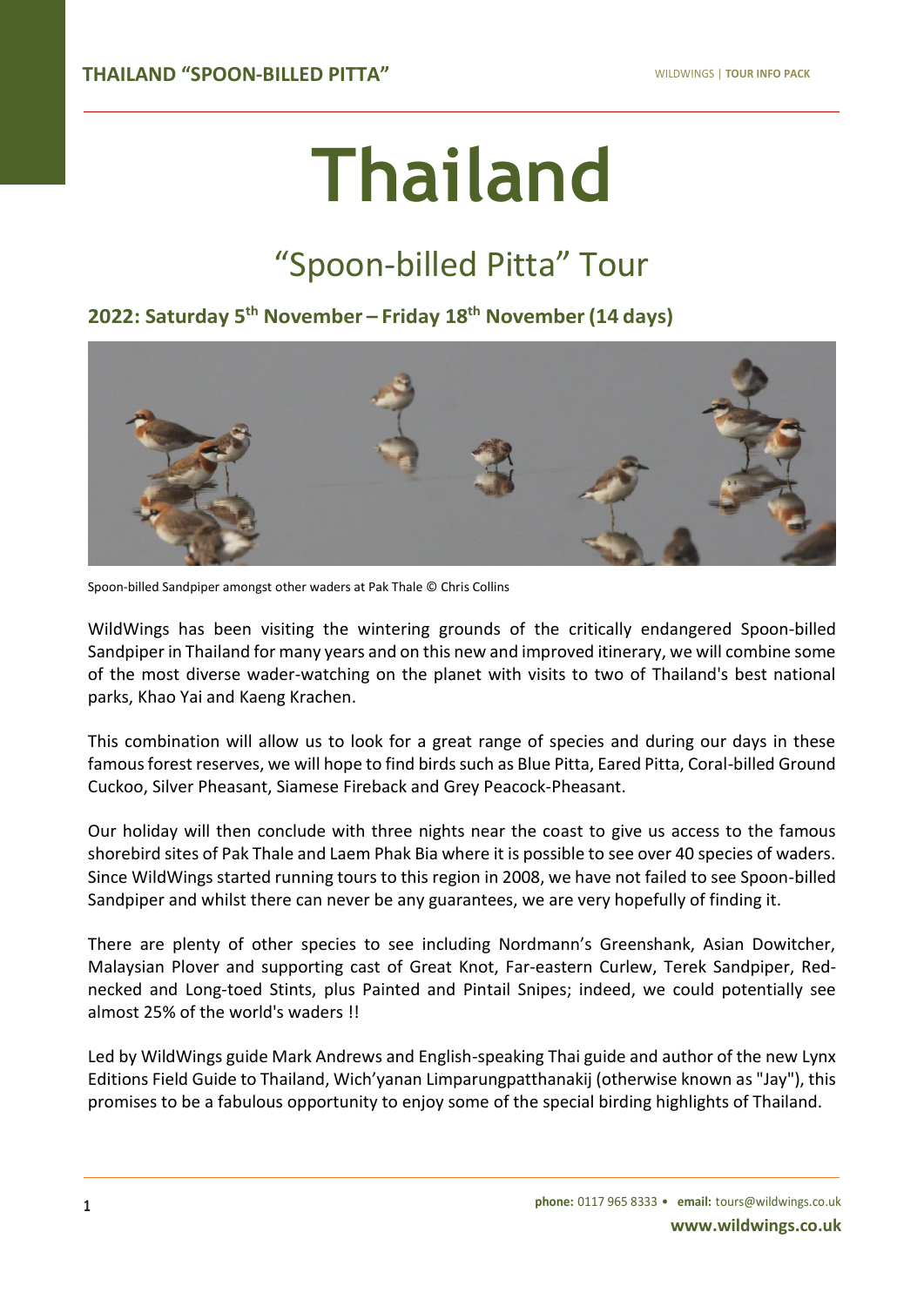# Thailand

## "Spoon-billed Pitta" Tour

### 2022: Saturday 5th November – Friday 18th November (14 days)

Spoon-billed Sandpiper amongst other waders at Pak Thale © Chris Collins

WildWings has been visiting the wintering grounds of the critically endangered Spoon-billed Sandpiper in Thailand for many years and on this new and improved itinerary, we will combine some of the most diverse wader-watching on the planet with visits to two of Thailand's best national parks, Khao Yai and Kaeng Krachen.

This combination will allow us to look for a great range of species and during our days in these famous forest reserves, we will hope to find birds such as Blue Pitta, Eared Pitta, Coral-billed Ground Cuckoo, Silver Pheasant, Siamese Fireback and Grey Peacock-Pheasant.

Our holiday will then conclude with three nights near the coast to give us access to the famous shorebird sites of Pak Thale and Laem Phak Bia where it is possible to see over 40 species of waders. Since WildWings started running tours to this region in 2008, we have not failed to see Spoon-billed Sandpiper and whilst there can never be any guarantees, we are very hopefully of finding it.

There are plenty of other species to see including Nordmann's Greenshank, Asian Dowitcher, Malaysian Plover and supporting cast of Great Knot, Far-eastern Curlew, Terek Sandpiper, Red-necked and Long-toed Stints, plus Painted and Pintail Snipes; indeed, we could potentially see almost 25% of the world's waders !!

Led by WildWings guide Mark Andrews and English-speaking Thai guide and author of the new Lynx Editions Field Guide to Thailand, Wich'yanan Limparungpatthanakij (otherwise known as "Jay"), this promises to be a fabulous opportunity to enjoy some of the special birding highlights of Thailand.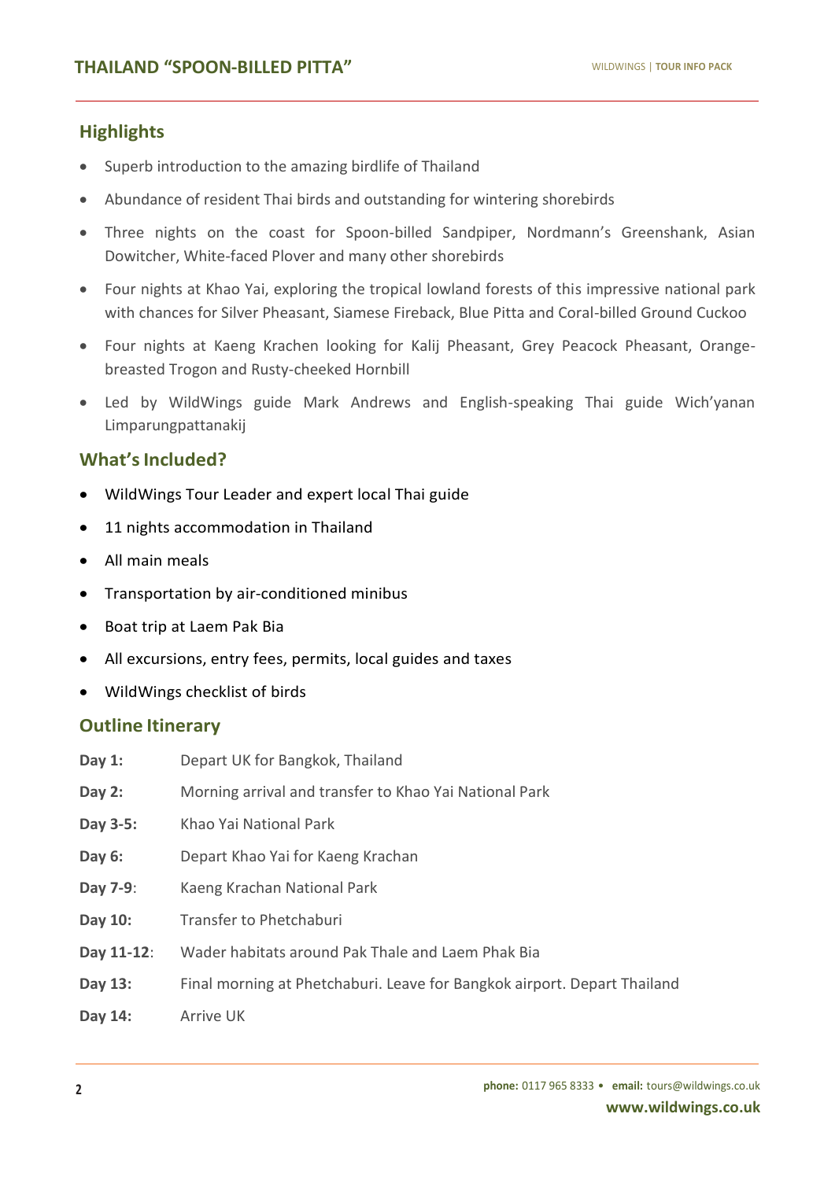## Highlights

- Superb introduction to the amazing birdlife of Thailand
- Abundance of resident Thai birds and outstanding for wintering shorebirds
- Three nights on the coast for Spoon-billed Sandpiper, Nordmann's Greenshank, Asian Dowitcher, White-faced Plover and many other shorebirds
- Four nights at Khao Yai, exploring the tropical lowland forests of this impressive national park with chances for Silver Pheasant, Siamese Fireback, Blue Pitta and Coral-billed Ground Cuckoo
- Four nights at Kaeng Krachen looking for Kalij Pheasant, Grey Peacock Pheasant, Orange-breasted Trogon and Rusty-cheeked Hornbill
- Led by WildWings guide Mark Andrews and English-speaking Thai guide Wich'yanan Limparungpattanakij

## What's Included?

- WildWings Tour Leader and expert local Thai guide
- 11 nights accommodation in Thailand
- All main meals
- Transportation by air-conditioned minibus
- Boat trip at Laem Pak Bia
- All excursions, entry fees, permits, local guides and taxes
- WildWings checklist of birds

## Outline Itinerary

**Day 1:** Depart UK for Bangkok, Thailand

**Day 2:** Morning arrival and transfer to Khao Yai National Park

**Day 3-5:** Khao Yai National Park

**Day 6:** Depart Khao Yai for Kaeng Krachan

**Day 7-9**: Kaeng Krachan National Park

**Day 10:** Transfer to Phetchaburi

**Day 11-12**: Wader habitats around Pak Thale and Laem Phak Bia

**Day 13:** Final morning at Phetchaburi. Leave for Bangkok airport. Depart Thailand

**Day 14:** Arrive UK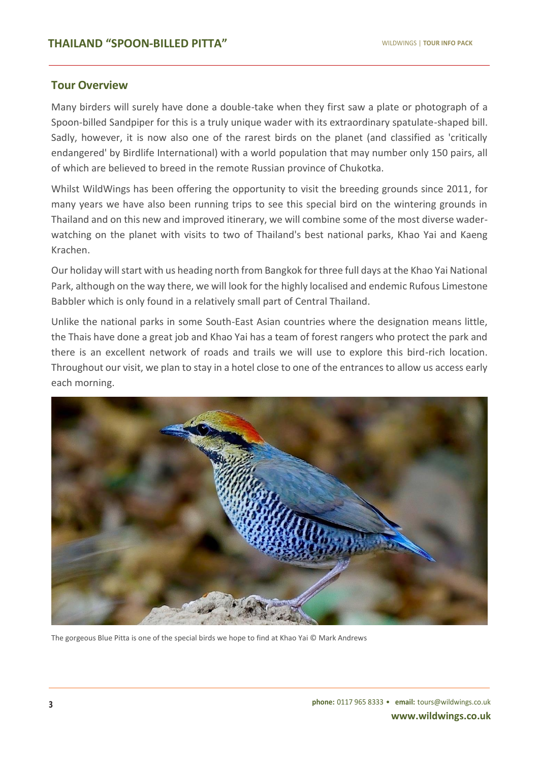## Tour Overview

Many birders will surely have done a double-take when they first saw a plate or photograph of a Spoon-billed Sandpiper for this is a truly unique wader with its extraordinary spatulate-shaped bill. Sadly, however, it is now also one of the rarest birds on the planet (and classified as 'critically endangered' by Birdlife International) with a world population that may number only 150 pairs, all of which are believed to breed in the remote Russian province of Chukotka.

Whilst WildWings has been offering the opportunity to visit the breeding grounds since 2011, for many years we have also been running trips to see this special bird on the wintering grounds in Thailand and on this new and improved itinerary, we will combine some of the most diverse wader-watching on the planet with visits to two of Thailand's best national parks, Khao Yai and Kaeng Krachen.

Our holiday will start with us heading north from Bangkok for three full days at the Khao Yai National Park, although on the way there, we will look for the highly localised and endemic Rufous Limestone Babbler which is only found in a relatively small part of Central Thailand.

Unlike the national parks in some South-East Asian countries where the designation means little, the Thais have done a great job and Khao Yai has a team of forest rangers who protect the park and there is an excellent network of roads and trails we will use to explore this bird-rich location. Throughout our visit, we plan to stay in a hotel close to one of the entrances to allow us access early each morning.

The gorgeous Blue Pitta is one of the special birds we hope to find at Khao Yai © Mark Andrews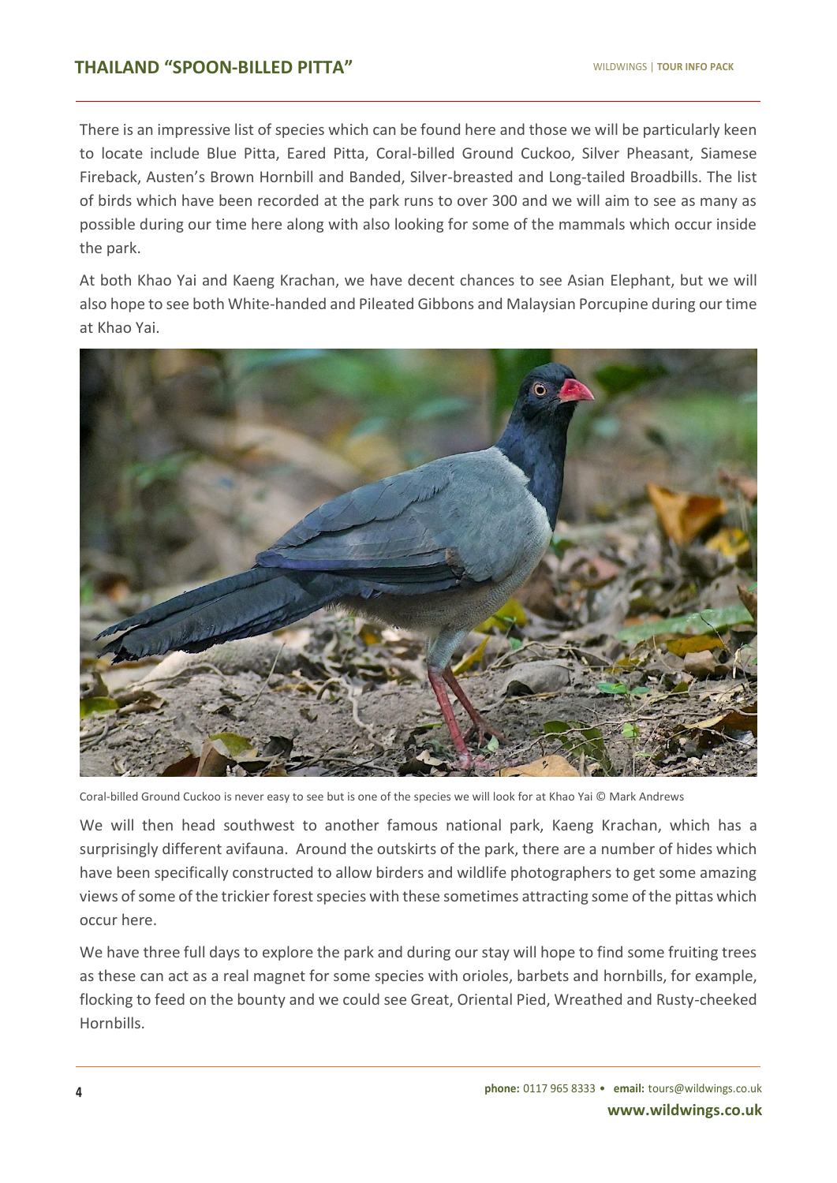There is an impressive list of species which can be found here and those we will be particularly keen to locate include Blue Pitta, Eared Pitta, Coral-billed Ground Cuckoo, Silver Pheasant, Siamese Fireback, Austen's Brown Hornbill and Banded, Silver-breasted and Long-tailed Broadbills. The list of birds which have been recorded at the park runs to over 300 and we will aim to see as many as possible during our time here along with also looking for some of the mammals which occur inside the park.

At both Khao Yai and Kaeng Krachan, we have decent chances to see Asian Elephant, but we will also hope to see both White-handed and Pileated Gibbons and Malaysian Porcupine during our time at Khao Yai.

Coral-billed Ground Cuckoo is never easy to see but is one of the species we will look for at Khao Yai © Mark Andrews

We will then head southwest to another famous national park, Kaeng Krachan, which has a surprisingly different avifauna. Around the outskirts of the park, there are a number of hides which have been specifically constructed to allow birders and wildlife photographers to get some amazing views of some of the trickier forest species with these sometimes attracting some of the pittas which occur here.

We have three full days to explore the park and during our stay will hope to find some fruiting trees as these can act as a real magnet for some species with orioles, barbets and hornbills, for example, flocking to feed on the bounty and we could see Great, Oriental Pied, Wreathed and Rusty-cheeked Hornbills.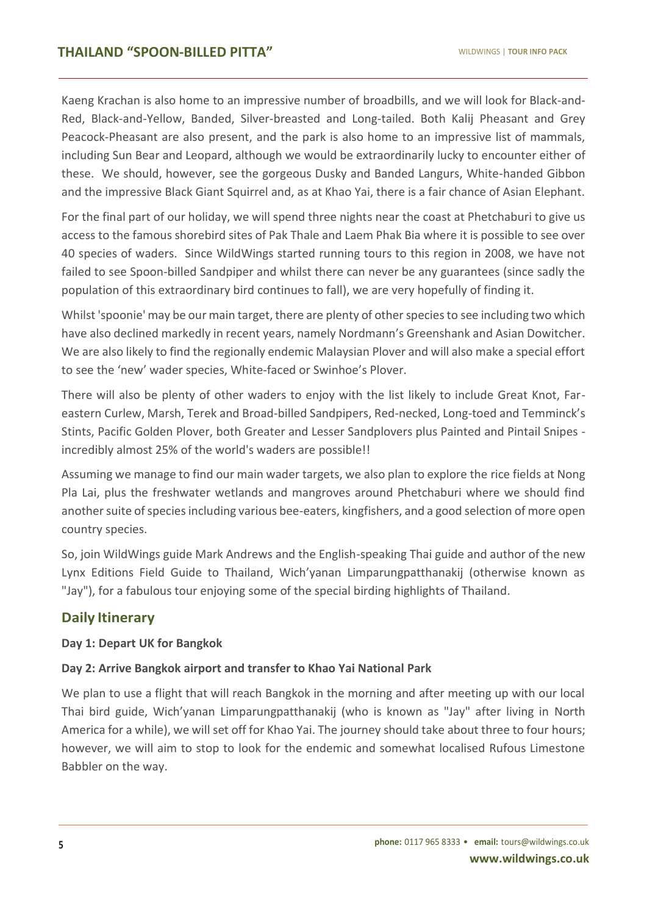Kaeng Krachan is also home to an impressive number of broadbills, and we will look for Black-and-Red, Black-and-Yellow, Banded, Silver-breasted and Long-tailed. Both Kalij Pheasant and Grey Peacock-Pheasant are also present, and the park is also home to an impressive list of mammals, including Sun Bear and Leopard, although we would be extraordinarily lucky to encounter either of these. We should, however, see the gorgeous Dusky and Banded Langurs, White-handed Gibbon and the impressive Black Giant Squirrel and, as at Khao Yai, there is a fair chance of Asian Elephant.

For the final part of our holiday, we will spend three nights near the coast at Phetchaburi to give us access to the famous shorebird sites of Pak Thale and Laem Phak Bia where it is possible to see over 40 species of waders. Since WildWings started running tours to this region in 2008, we have not failed to see Spoon-billed Sandpiper and whilst there can never be any guarantees (since sadly the population of this extraordinary bird continues to fall), we are very hopefully of finding it.

Whilst 'spoonie' may be our main target, there are plenty of other species to see including two which have also declined markedly in recent years, namely Nordmann's Greenshank and Asian Dowitcher. We are also likely to find the regionally endemic Malaysian Plover and will also make a special effort to see the 'new' wader species, White-faced or Swinhoe's Plover.

There will also be plenty of other waders to enjoy with the list likely to include Great Knot, Far-eastern Curlew, Marsh, Terek and Broad-billed Sandpipers, Red-necked, Long-toed and Temminck's Stints, Pacific Golden Plover, both Greater and Lesser Sandplovers plus Painted and Pintail Snipes - incredibly almost 25% of the world's waders are possible!!

Assuming we manage to find our main wader targets, we also plan to explore the rice fields at Nong Pla Lai, plus the freshwater wetlands and mangroves around Phetchaburi where we should find another suite of species including various bee-eaters, kingfishers, and a good selection of more open country species.

So, join WildWings guide Mark Andrews and the English-speaking Thai guide and author of the new Lynx Editions Field Guide to Thailand, Wich'yanan Limparungpatthanakij (otherwise known as "Jay"), for a fabulous tour enjoying some of the special birding highlights of Thailand.

## Daily Itinerary

**Day 1: Depart UK for Bangkok**

**Day 2: Arrive Bangkok airport and transfer to Khao Yai National Park**

We plan to use a flight that will reach Bangkok in the morning and after meeting up with our local Thai bird guide, Wich'yanan Limparungpatthanakij (who is known as "Jay" after living in North America for a while), we will set off for Khao Yai. The journey should take about three to four hours; however, we will aim to stop to look for the endemic and somewhat localised Rufous Limestone Babbler on the way.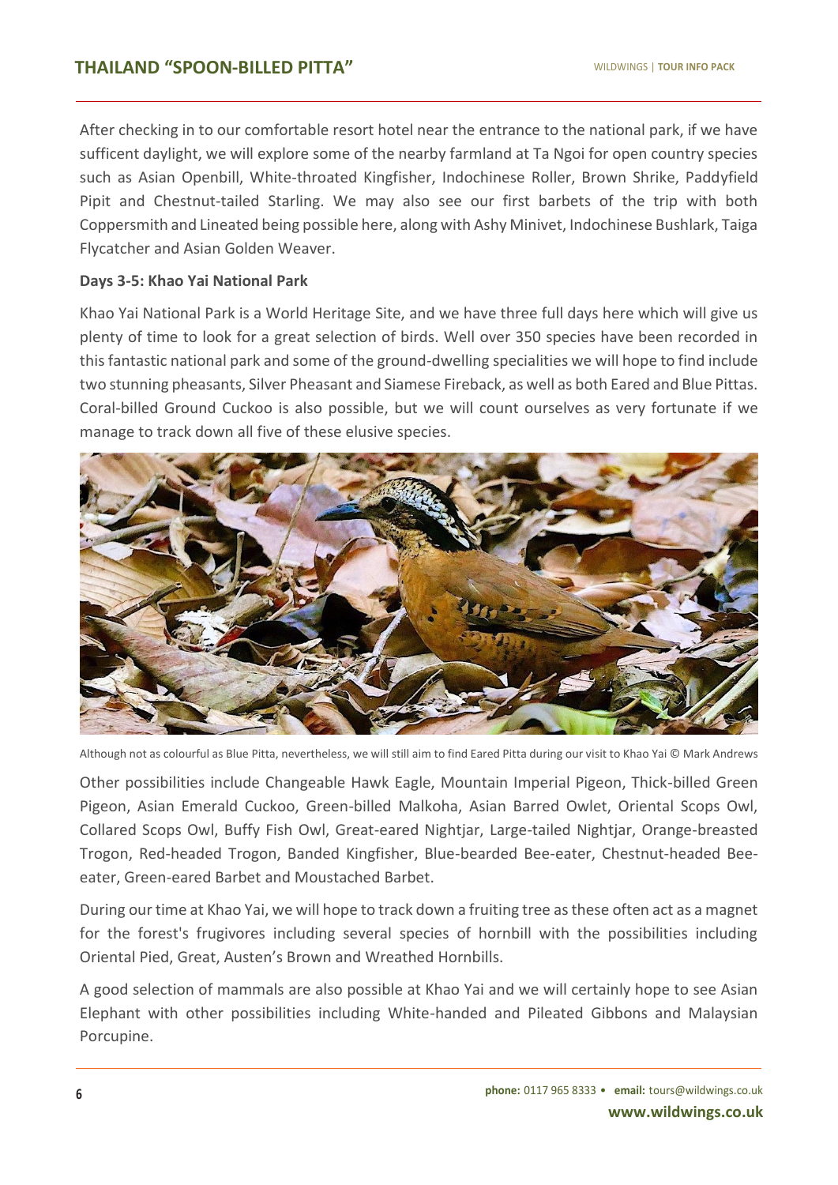After checking in to our comfortable resort hotel near the entrance to the national park, if we have sufficent daylight, we will explore some of the nearby farmland at Ta Ngoi for open country species such as Asian Openbill, White-throated Kingfisher, Indochinese Roller, Brown Shrike, Paddyfield Pipit and Chestnut-tailed Starling. We may also see our first barbets of the trip with both Coppersmith and Lineated being possible here, along with Ashy Minivet, Indochinese Bushlark, Taiga Flycatcher and Asian Golden Weaver.

**Days 3-5: Khao Yai National Park**

Khao Yai National Park is a World Heritage Site, and we have three full days here which will give us plenty of time to look for a great selection of birds. Well over 350 species have been recorded in this fantastic national park and some of the ground-dwelling specialities we will hope to find include two stunning pheasants, Silver Pheasant and Siamese Fireback, as well as both Eared and Blue Pittas. Coral-billed Ground Cuckoo is also possible, but we will count ourselves as very fortunate if we manage to track down all five of these elusive species.

Although not as colourful as Blue Pitta, nevertheless, we will still aim to find Eared Pitta during our visit to Khao Yai © Mark Andrews

Other possibilities include Changeable Hawk Eagle, Mountain Imperial Pigeon, Thick-billed Green Pigeon, Asian Emerald Cuckoo, Green-billed Malkoha, Asian Barred Owlet, Oriental Scops Owl, Collared Scops Owl, Buffy Fish Owl, Great-eared Nightjar, Large-tailed Nightjar, Orange-breasted Trogon, Red-headed Trogon, Banded Kingfisher, Blue-bearded Bee-eater, Chestnut-headed Bee-eater, Green-eared Barbet and Moustached Barbet.

During our time at Khao Yai, we will hope to track down a fruiting tree as these often act as a magnet for the forest's frugivores including several species of hornbill with the possibilities including Oriental Pied, Great, Austen's Brown and Wreathed Hornbills.

A good selection of mammals are also possible at Khao Yai and we will certainly hope to see Asian Elephant with other possibilities including White-handed and Pileated Gibbons and Malaysian Porcupine.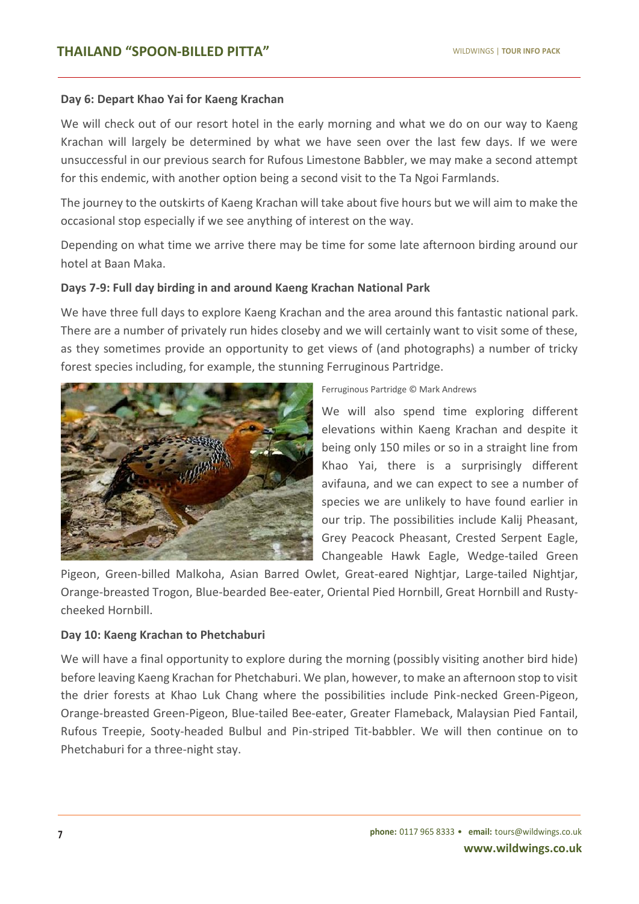**Day 6: Depart Khao Yai for Kaeng Krachan**

We will check out of our resort hotel in the early morning and what we do on our way to Kaeng Krachan will largely be determined by what we have seen over the last few days. If we were unsuccessful in our previous search for Rufous Limestone Babbler, we may make a second attempt for this endemic, with another option being a second visit to the Ta Ngoi Farmlands.

The journey to the outskirts of Kaeng Krachan will take about five hours but we will aim to make the occasional stop especially if we see anything of interest on the way.

Depending on what time we arrive there may be time for some late afternoon birding around our hotel at Baan Maka.

**Days 7-9: Full day birding in and around Kaeng Krachan National Park**

We have three full days to explore Kaeng Krachan and the area around this fantastic national park. There are a number of privately run hides closeby and we will certainly want to visit some of these, as they sometimes provide an opportunity to get views of (and photographs) a number of tricky forest species including, for example, the stunning Ferruginous Partridge.

Ferruginous Partridge © Mark Andrews

We will also spend time exploring different elevations within Kaeng Krachan and despite it being only 150 miles or so in a straight line from Khao Yai, there is a surprisingly different avifauna, and we can expect to see a number of species we are unlikely to have found earlier in our trip. The possibilities include Kalij Pheasant, Grey Peacock Pheasant, Crested Serpent Eagle, Changeable Hawk Eagle, Wedge-tailed Green Pigeon, Green-billed Malkoha, Asian Barred Owlet, Great-eared Nightjar, Large-tailed Nightjar, Orange-breasted Trogon, Blue-bearded Bee-eater, Oriental Pied Hornbill, Great Hornbill and Rusty-cheeked Hornbill.

**Day 10: Kaeng Krachan to Phetchaburi**

We will have a final opportunity to explore during the morning (possibly visiting another bird hide) before leaving Kaeng Krachan for Phetchaburi. We plan, however, to make an afternoon stop to visit the drier forests at Khao Luk Chang where the possibilities include Pink-necked Green-Pigeon, Orange-breasted Green-Pigeon, Blue-tailed Bee-eater, Greater Flameback, Malaysian Pied Fantail, Rufous Treepie, Sooty-headed Bulbul and Pin-striped Tit-babbler. We will then continue on to Phetchaburi for a three-night stay.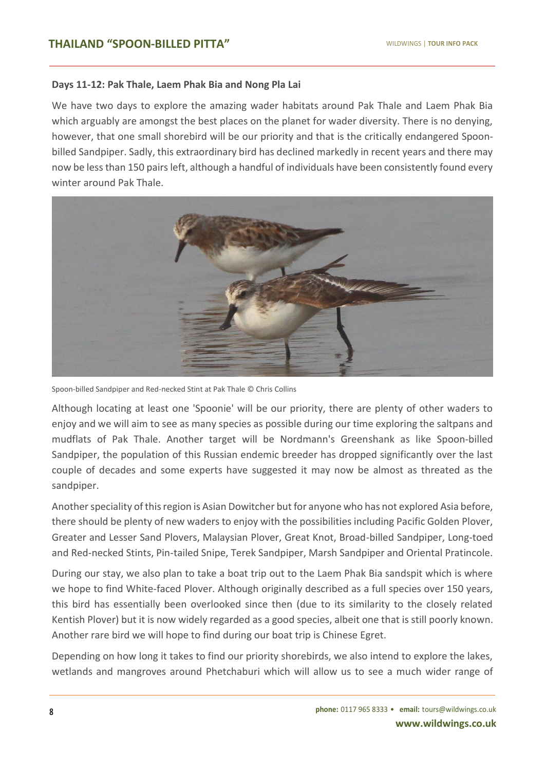**Days 11-12: Pak Thale, Laem Phak Bia and Nong Pla Lai**

We have two days to explore the amazing wader habitats around Pak Thale and Laem Phak Bia which arguably are amongst the best places on the planet for wader diversity. There is no denying, however, that one small shorebird will be our priority and that is the critically endangered Spoon-billed Sandpiper. Sadly, this extraordinary bird has declined markedly in recent years and there may now be less than 150 pairs left, although a handful of individuals have been consistently found every winter around Pak Thale.

Spoon-billed Sandpiper and Red-necked Stint at Pak Thale © Chris Collins

Although locating at least one 'Spoonie' will be our priority, there are plenty of other waders to enjoy and we will aim to see as many species as possible during our time exploring the saltpans and mudflats of Pak Thale. Another target will be Nordmann's Greenshank as like Spoon-billed Sandpiper, the population of this Russian endemic breeder has dropped significantly over the last couple of decades and some experts have suggested it may now be almost as threated as the sandpiper.

Another speciality of this region is Asian Dowitcher but for anyone who has not explored Asia before, there should be plenty of new waders to enjoy with the possibilities including Pacific Golden Plover, Greater and Lesser Sand Plovers, Malaysian Plover, Great Knot, Broad-billed Sandpiper, Long-toed and Red-necked Stints, Pin-tailed Snipe, Terek Sandpiper, Marsh Sandpiper and Oriental Pratincole.

During our stay, we also plan to take a boat trip out to the Laem Phak Bia sandspit which is where we hope to find White-faced Plover. Although originally described as a full species over 150 years, this bird has essentially been overlooked since then (due to its similarity to the closely related Kentish Plover) but it is now widely regarded as a good species, albeit one that is still poorly known. Another rare bird we will hope to find during our boat trip is Chinese Egret.

Depending on how long it takes to find our priority shorebirds, we also intend to explore the lakes, wetlands and mangroves around Phetchaburi which will allow us to see a much wider range of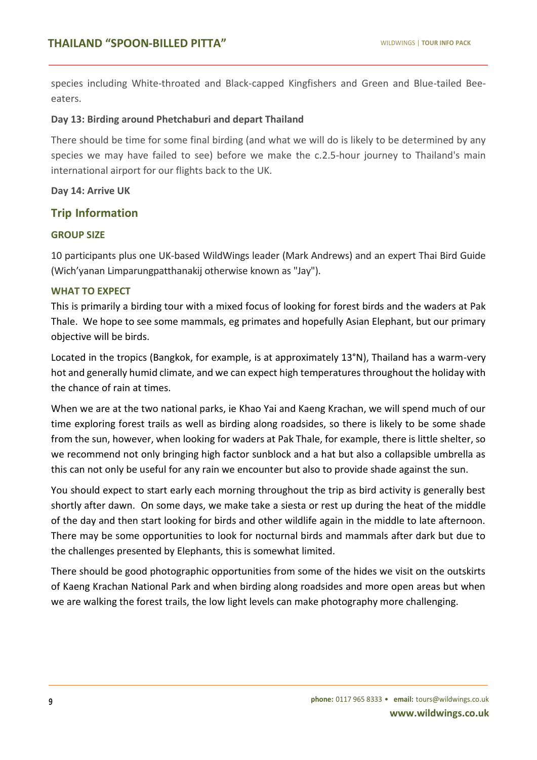species including White-throated and Black-capped Kingfishers and Green and Blue-tailed Bee-eaters.

**Day 13: Birding around Phetchaburi and depart Thailand**

There should be time for some final birding (and what we will do is likely to be determined by any species we may have failed to see) before we make the c.2.5-hour journey to Thailand's main international airport for our flights back to the UK.

**Day 14: Arrive UK**

## Trip Information

### GROUP SIZE

10 participants plus one UK-based WildWings leader (Mark Andrews) and an expert Thai Bird Guide (Wich'yanan Limparungpatthanakij otherwise known as "Jay").

### WHAT TO EXPECT

This is primarily a birding tour with a mixed focus of looking for forest birds and the waders at Pak Thale. We hope to see some mammals, eg primates and hopefully Asian Elephant, but our primary objective will be birds.

Located in the tropics (Bangkok, for example, is at approximately 13°N), Thailand has a warm-very hot and generally humid climate, and we can expect high temperatures throughout the holiday with the chance of rain at times.

When we are at the two national parks, ie Khao Yai and Kaeng Krachan, we will spend much of our time exploring forest trails as well as birding along roadsides, so there is likely to be some shade from the sun, however, when looking for waders at Pak Thale, for example, there is little shelter, so we recommend not only bringing high factor sunblock and a hat but also a collapsible umbrella as this can not only be useful for any rain we encounter but also to provide shade against the sun.

You should expect to start early each morning throughout the trip as bird activity is generally best shortly after dawn. On some days, we make take a siesta or rest up during the heat of the middle of the day and then start looking for birds and other wildlife again in the middle to late afternoon. There may be some opportunities to look for nocturnal birds and mammals after dark but due to the challenges presented by Elephants, this is somewhat limited.

There should be good photographic opportunities from some of the hides we visit on the outskirts of Kaeng Krachan National Park and when birding along roadsides and more open areas but when we are walking the forest trails, the low light levels can make photography more challenging.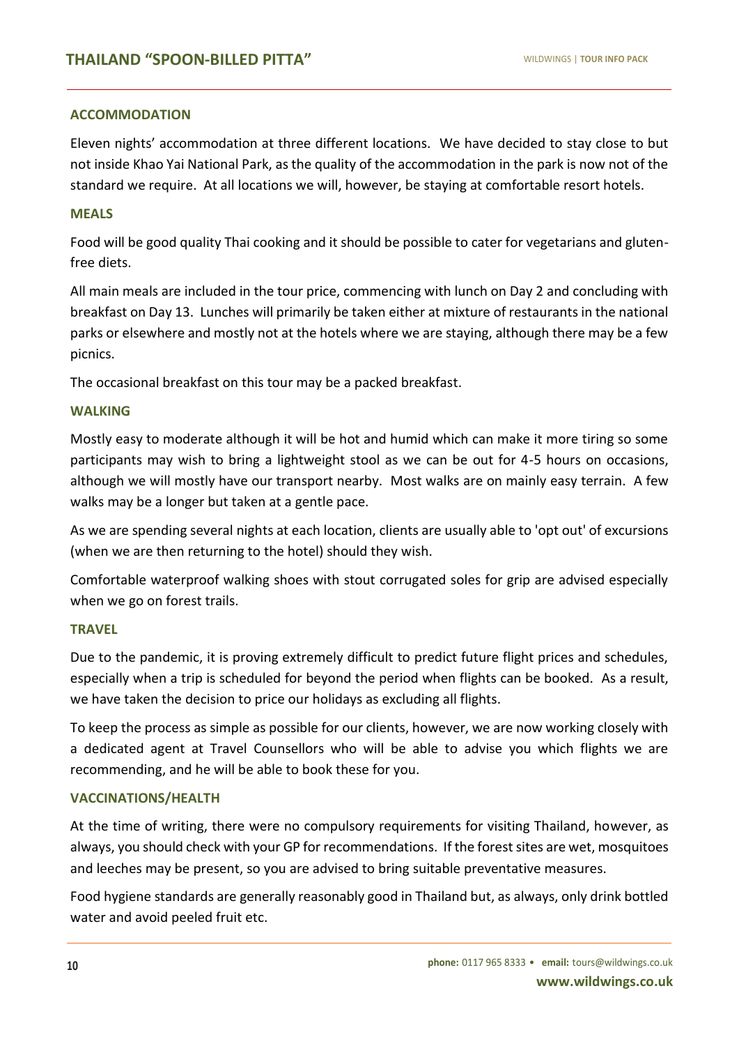## ACCOMMODATION

Eleven nights' accommodation at three different locations. We have decided to stay close to but not inside Khao Yai National Park, as the quality of the accommodation in the park is now not of the standard we require. At all locations we will, however, be staying at comfortable resort hotels.

## MEALS

Food will be good quality Thai cooking and it should be possible to cater for vegetarians and gluten-free diets.

All main meals are included in the tour price, commencing with lunch on Day 2 and concluding with breakfast on Day 13. Lunches will primarily be taken either at mixture of restaurants in the national parks or elsewhere and mostly not at the hotels where we are staying, although there may be a few picnics.

The occasional breakfast on this tour may be a packed breakfast.

## WALKING

Mostly easy to moderate although it will be hot and humid which can make it more tiring so some participants may wish to bring a lightweight stool as we can be out for 4-5 hours on occasions, although we will mostly have our transport nearby. Most walks are on mainly easy terrain. A few walks may be a longer but taken at a gentle pace.

As we are spending several nights at each location, clients are usually able to 'opt out' of excursions (when we are then returning to the hotel) should they wish.

Comfortable waterproof walking shoes with stout corrugated soles for grip are advised especially when we go on forest trails.

## TRAVEL

Due to the pandemic, it is proving extremely difficult to predict future flight prices and schedules, especially when a trip is scheduled for beyond the period when flights can be booked. As a result, we have taken the decision to price our holidays as excluding all flights.

To keep the process as simple as possible for our clients, however, we are now working closely with a dedicated agent at Travel Counsellors who will be able to advise you which flights we are recommending, and he will be able to book these for you.

## VACCINATIONS/HEALTH

At the time of writing, there were no compulsory requirements for visiting Thailand, however, as always, you should check with your GP for recommendations. If the forest sites are wet, mosquitoes and leeches may be present, so you are advised to bring suitable preventative measures.

Food hygiene standards are generally reasonably good in Thailand but, as always, only drink bottled water and avoid peeled fruit etc.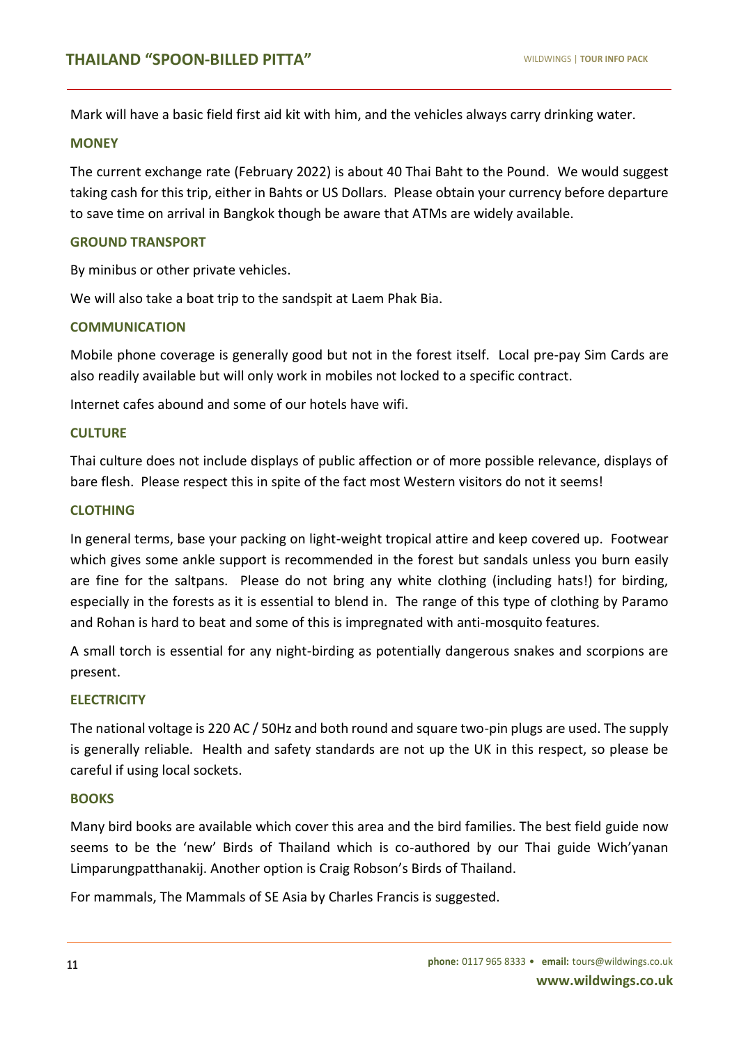Mark will have a basic field first aid kit with him, and the vehicles always carry drinking water.

## MONEY

The current exchange rate (February 2022) is about 40 Thai Baht to the Pound. We would suggest taking cash for this trip, either in Bahts or US Dollars. Please obtain your currency before departure to save time on arrival in Bangkok though be aware that ATMs are widely available.

## GROUND TRANSPORT

By minibus or other private vehicles.

We will also take a boat trip to the sandspit at Laem Phak Bia.

## COMMUNICATION

Mobile phone coverage is generally good but not in the forest itself. Local pre-pay Sim Cards are also readily available but will only work in mobiles not locked to a specific contract.

Internet cafes abound and some of our hotels have wifi.

## CULTURE

Thai culture does not include displays of public affection or of more possible relevance, displays of bare flesh. Please respect this in spite of the fact most Western visitors do not it seems!

## CLOTHING

In general terms, base your packing on light-weight tropical attire and keep covered up. Footwear which gives some ankle support is recommended in the forest but sandals unless you burn easily are fine for the saltpans. Please do not bring any white clothing (including hats!) for birding, especially in the forests as it is essential to blend in. The range of this type of clothing by Paramo and Rohan is hard to beat and some of this is impregnated with anti-mosquito features.

A small torch is essential for any night-birding as potentially dangerous snakes and scorpions are present.

## ELECTRICITY

The national voltage is 220 AC / 50Hz and both round and square two-pin plugs are used. The supply is generally reliable. Health and safety standards are not up the UK in this respect, so please be careful if using local sockets.

## BOOKS

Many bird books are available which cover this area and the bird families. The best field guide now seems to be the 'new' Birds of Thailand which is co-authored by our Thai guide Wich'yanan Limparungpatthanakij. Another option is Craig Robson's Birds of Thailand.

For mammals, The Mammals of SE Asia by Charles Francis is suggested.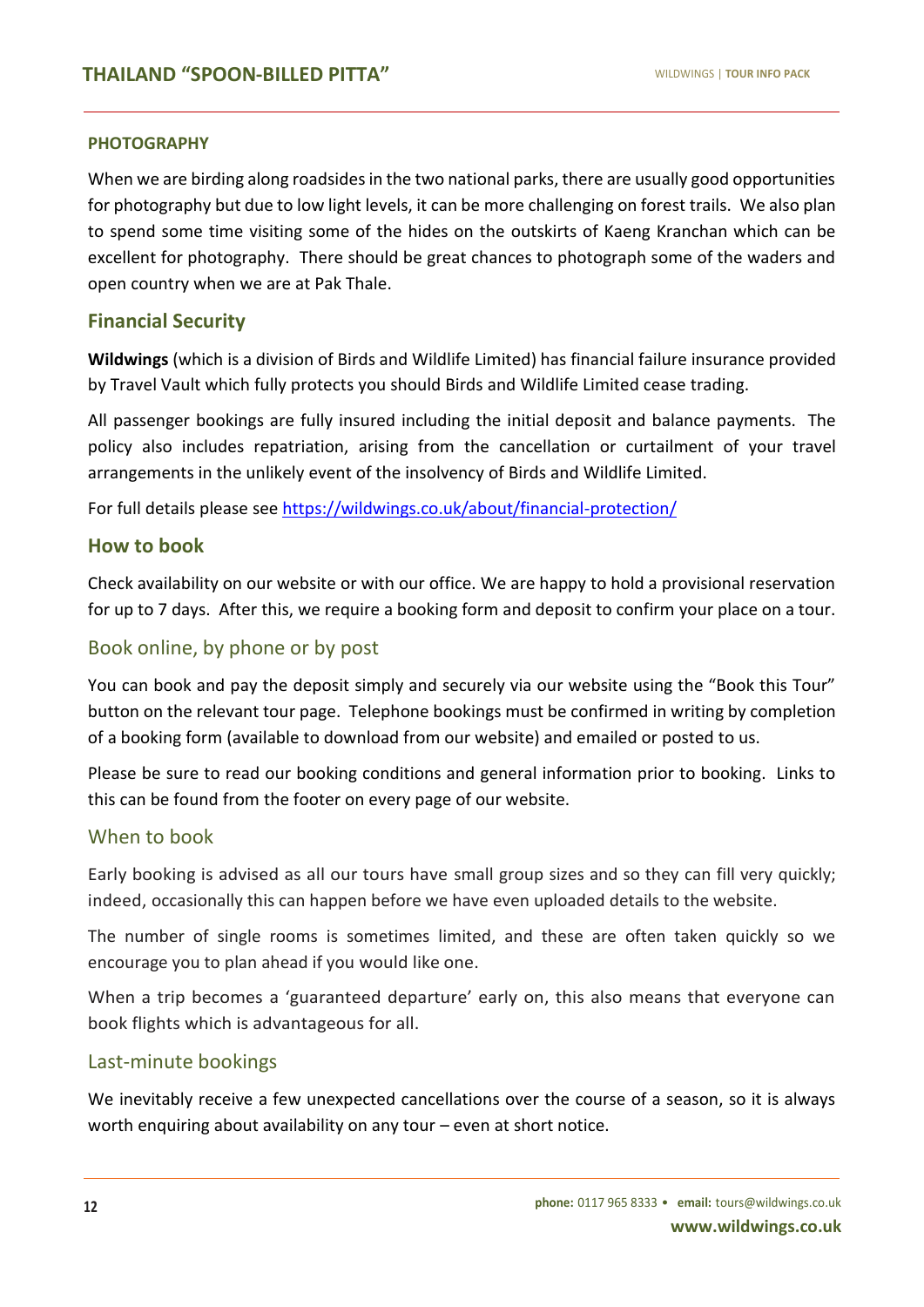## PHOTOGRAPHY

When we are birding along roadsides in the two national parks, there are usually good opportunities for photography but due to low light levels, it can be more challenging on forest trails. We also plan to spend some time visiting some of the hides on the outskirts of Kaeng Kranchan which can be excellent for photography. There should be great chances to photograph some of the waders and open country when we are at Pak Thale.

## Financial Security

**Wildwings** (which is a division of Birds and Wildlife Limited) has financial failure insurance provided by Travel Vault which fully protects you should Birds and Wildlife Limited cease trading.

All passenger bookings are fully insured including the initial deposit and balance payments. The policy also includes repatriation, arising from the cancellation or curtailment of your travel arrangements in the unlikely event of the insolvency of Birds and Wildlife Limited.

For full details please see https://wildwings.co.uk/about/financial-protection/

## How to book

Check availability on our website or with our office. We are happy to hold a provisional reservation for up to 7 days. After this, we require a booking form and deposit to confirm your place on a tour.

### Book online, by phone or by post

You can book and pay the deposit simply and securely via our website using the "Book this Tour" button on the relevant tour page. Telephone bookings must be confirmed in writing by completion of a booking form (available to download from our website) and emailed or posted to us.

Please be sure to read our booking conditions and general information prior to booking. Links to this can be found from the footer on every page of our website.

### When to book

Early booking is advised as all our tours have small group sizes and so they can fill very quickly; indeed, occasionally this can happen before we have even uploaded details to the website.

The number of single rooms is sometimes limited, and these are often taken quickly so we encourage you to plan ahead if you would like one.

When a trip becomes a 'guaranteed departure' early on, this also means that everyone can book flights which is advantageous for all.

### Last-minute bookings

We inevitably receive a few unexpected cancellations over the course of a season, so it is always worth enquiring about availability on any tour – even at short notice.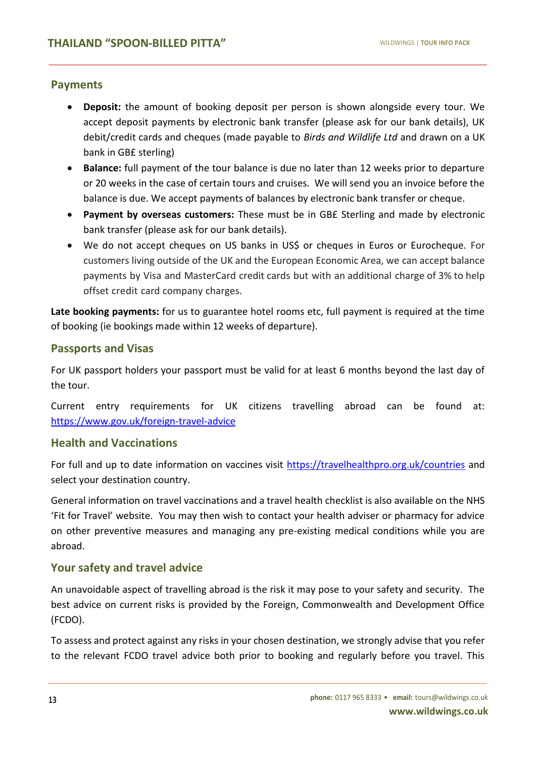## Payments

- **Deposit:** the amount of booking deposit per person is shown alongside every tour. We accept deposit payments by electronic bank transfer (please ask for our bank details), UK debit/credit cards and cheques (made payable to *Birds and Wildlife Ltd* and drawn on a UK bank in GB£ sterling)
- **Balance:** full payment of the tour balance is due no later than 12 weeks prior to departure or 20 weeks in the case of certain tours and cruises. We will send you an invoice before the balance is due. We accept payments of balances by electronic bank transfer or cheque.
- **Payment by overseas customers:** These must be in GB£ Sterling and made by electronic bank transfer (please ask for our bank details).
- We do not accept cheques on US banks in US$ or cheques in Euros or Eurocheque. For customers living outside of the UK and the European Economic Area, we can accept balance payments by Visa and MasterCard credit cards but with an additional charge of 3% to help offset credit card company charges.

**Late booking payments:** for us to guarantee hotel rooms etc, full payment is required at the time of booking (ie bookings made within 12 weeks of departure).

## Passports and Visas

For UK passport holders your passport must be valid for at least 6 months beyond the last day of the tour.

Current entry requirements for UK citizens travelling abroad can be found at: https://www.gov.uk/foreign-travel-advice

## Health and Vaccinations

For full and up to date information on vaccines visit https://travelhealthpro.org.uk/countries and select your destination country.

General information on travel vaccinations and a travel health checklist is also available on the NHS 'Fit for Travel' website. You may then wish to contact your health adviser or pharmacy for advice on other preventive measures and managing any pre-existing medical conditions while you are abroad.

## Your safety and travel advice

An unavoidable aspect of travelling abroad is the risk it may pose to your safety and security. The best advice on current risks is provided by the Foreign, Commonwealth and Development Office (FCDO).

To assess and protect against any risks in your chosen destination, we strongly advise that you refer to the relevant FCDO travel advice both prior to booking and regularly before you travel. This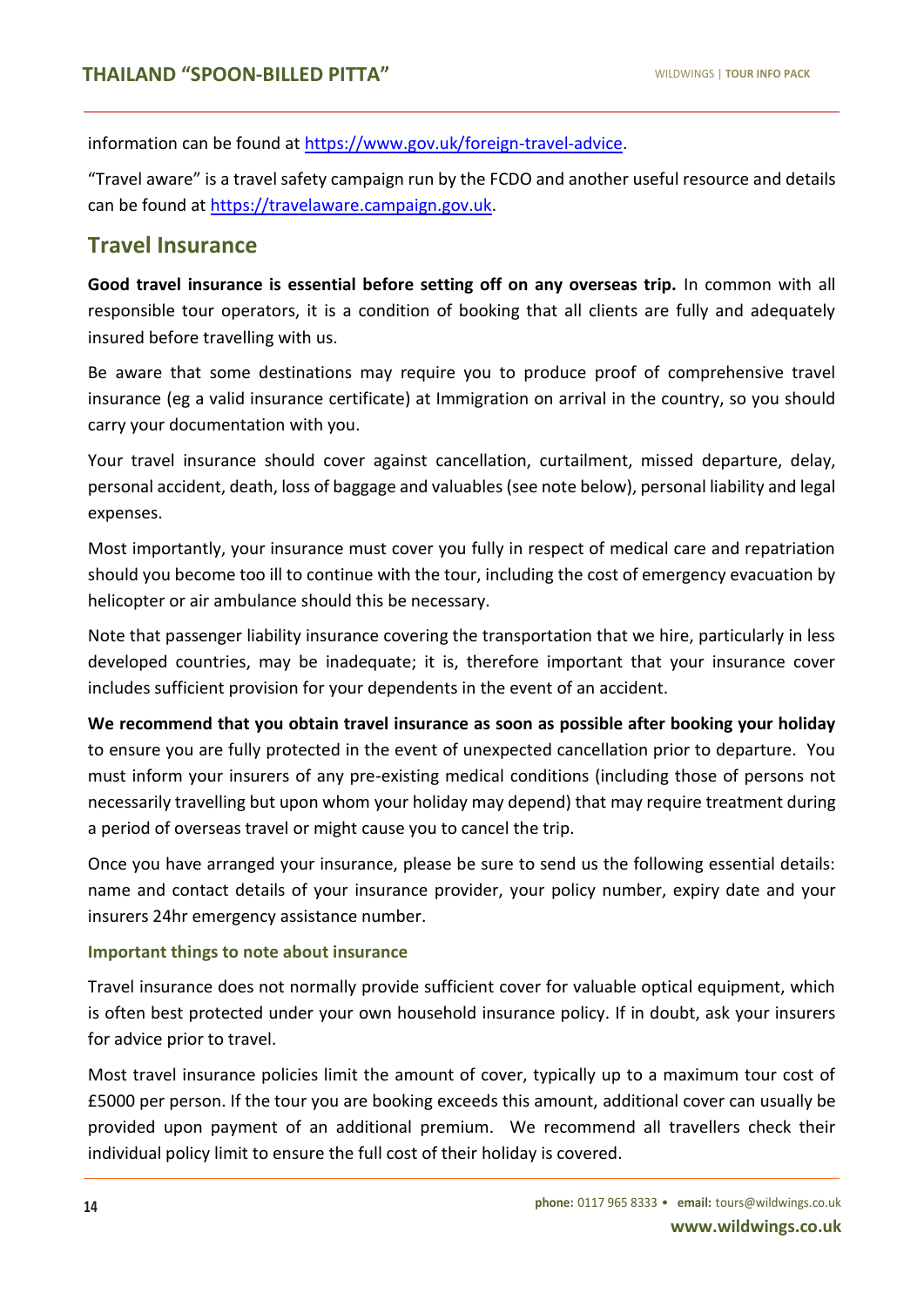information can be found at https://www.gov.uk/foreign-travel-advice.

"Travel aware" is a travel safety campaign run by the FCDO and another useful resource and details can be found at https://travelaware.campaign.gov.uk.

## Travel Insurance

**Good travel insurance is essential before setting off on any overseas trip.** In common with all responsible tour operators, it is a condition of booking that all clients are fully and adequately insured before travelling with us.

Be aware that some destinations may require you to produce proof of comprehensive travel insurance (eg a valid insurance certificate) at Immigration on arrival in the country, so you should carry your documentation with you.

Your travel insurance should cover against cancellation, curtailment, missed departure, delay, personal accident, death, loss of baggage and valuables (see note below), personal liability and legal expenses.

Most importantly, your insurance must cover you fully in respect of medical care and repatriation should you become too ill to continue with the tour, including the cost of emergency evacuation by helicopter or air ambulance should this be necessary.

Note that passenger liability insurance covering the transportation that we hire, particularly in less developed countries, may be inadequate; it is, therefore important that your insurance cover includes sufficient provision for your dependents in the event of an accident.

**We recommend that you obtain travel insurance as soon as possible after booking your holiday** to ensure you are fully protected in the event of unexpected cancellation prior to departure. You must inform your insurers of any pre-existing medical conditions (including those of persons not necessarily travelling but upon whom your holiday may depend) that may require treatment during a period of overseas travel or might cause you to cancel the trip.

Once you have arranged your insurance, please be sure to send us the following essential details: name and contact details of your insurance provider, your policy number, expiry date and your insurers 24hr emergency assistance number.

### Important things to note about insurance

Travel insurance does not normally provide sufficient cover for valuable optical equipment, which is often best protected under your own household insurance policy. If in doubt, ask your insurers for advice prior to travel.

Most travel insurance policies limit the amount of cover, typically up to a maximum tour cost of £5000 per person. If the tour you are booking exceeds this amount, additional cover can usually be provided upon payment of an additional premium. We recommend all travellers check their individual policy limit to ensure the full cost of their holiday is covered.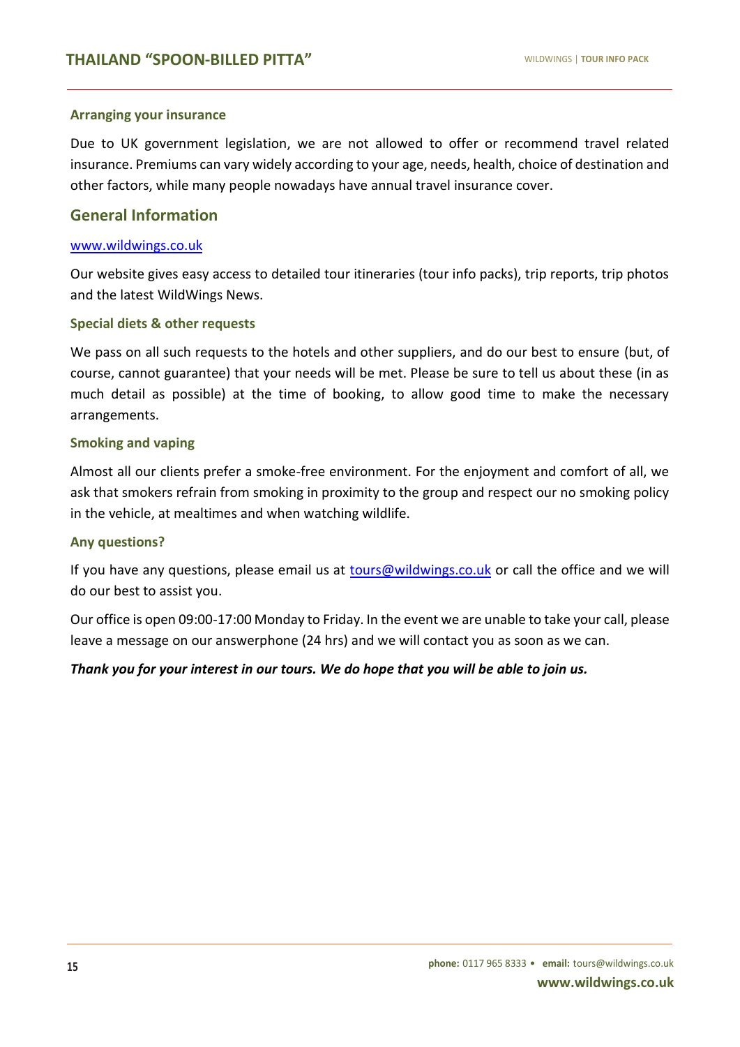### Arranging your insurance

Due to UK government legislation, we are not allowed to offer or recommend travel related insurance. Premiums can vary widely according to your age, needs, health, choice of destination and other factors, while many people nowadays have annual travel insurance cover.

## General Information

### www.wildwings.co.uk

Our website gives easy access to detailed tour itineraries (tour info packs), trip reports, trip photos and the latest WildWings News.

### Special diets & other requests

We pass on all such requests to the hotels and other suppliers, and do our best to ensure (but, of course, cannot guarantee) that your needs will be met. Please be sure to tell us about these (in as much detail as possible) at the time of booking, to allow good time to make the necessary arrangements.

### Smoking and vaping

Almost all our clients prefer a smoke-free environment. For the enjoyment and comfort of all, we ask that smokers refrain from smoking in proximity to the group and respect our no smoking policy in the vehicle, at mealtimes and when watching wildlife.

### Any questions?

If you have any questions, please email us at tours@wildwings.co.uk or call the office and we will do our best to assist you.

Our office is open 09:00-17:00 Monday to Friday. In the event we are unable to take your call, please leave a message on our answerphone (24 hrs) and we will contact you as soon as we can.

***Thank you for your interest in our tours. We do hope that you will be able to join us.***